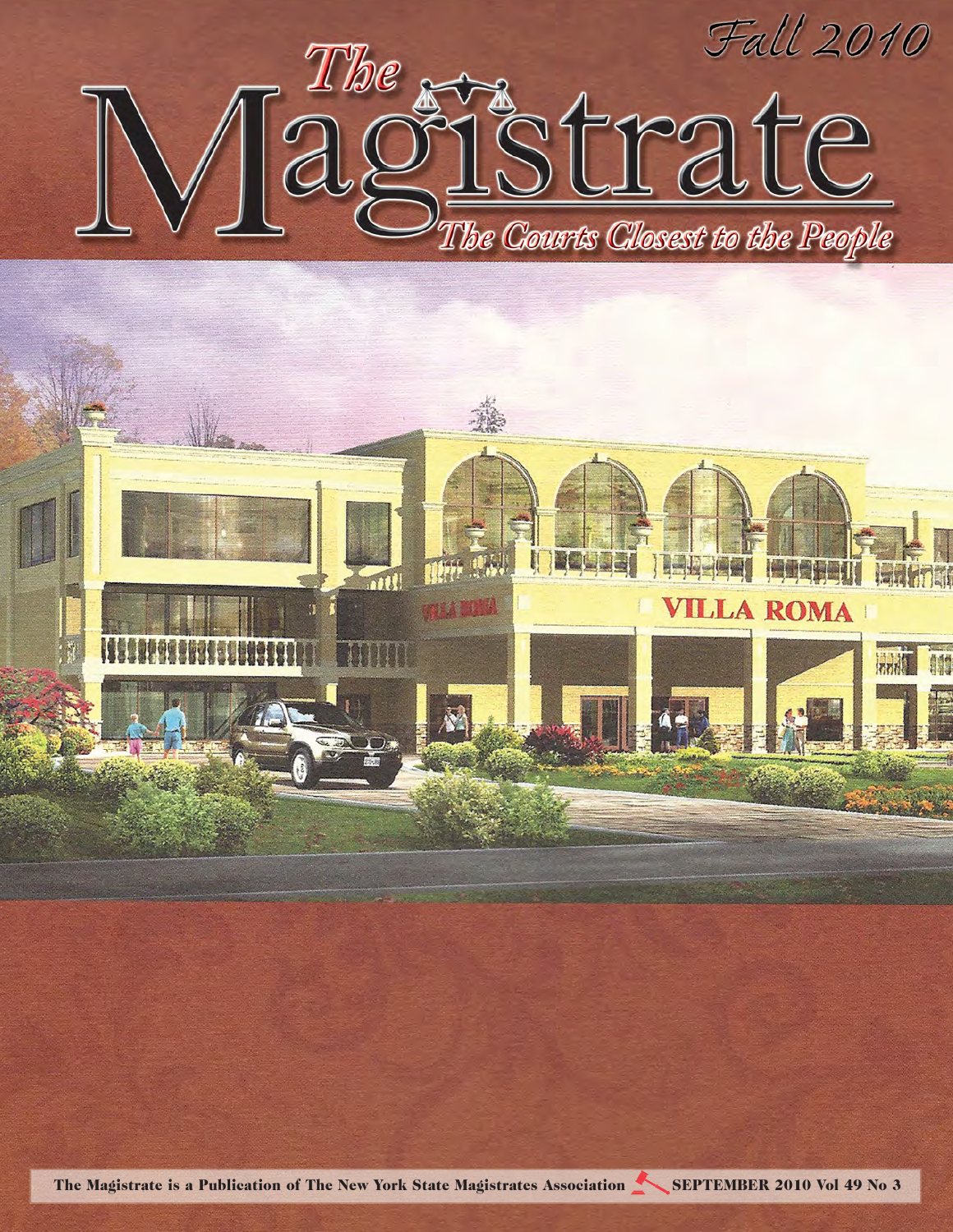Fall 2010

# The Magistrate

*The Courts Closest to the People*

The Magistrate is a Publication of The New York State Magistrates Association **SEPTEMBER 2010 Vol 49 No 3**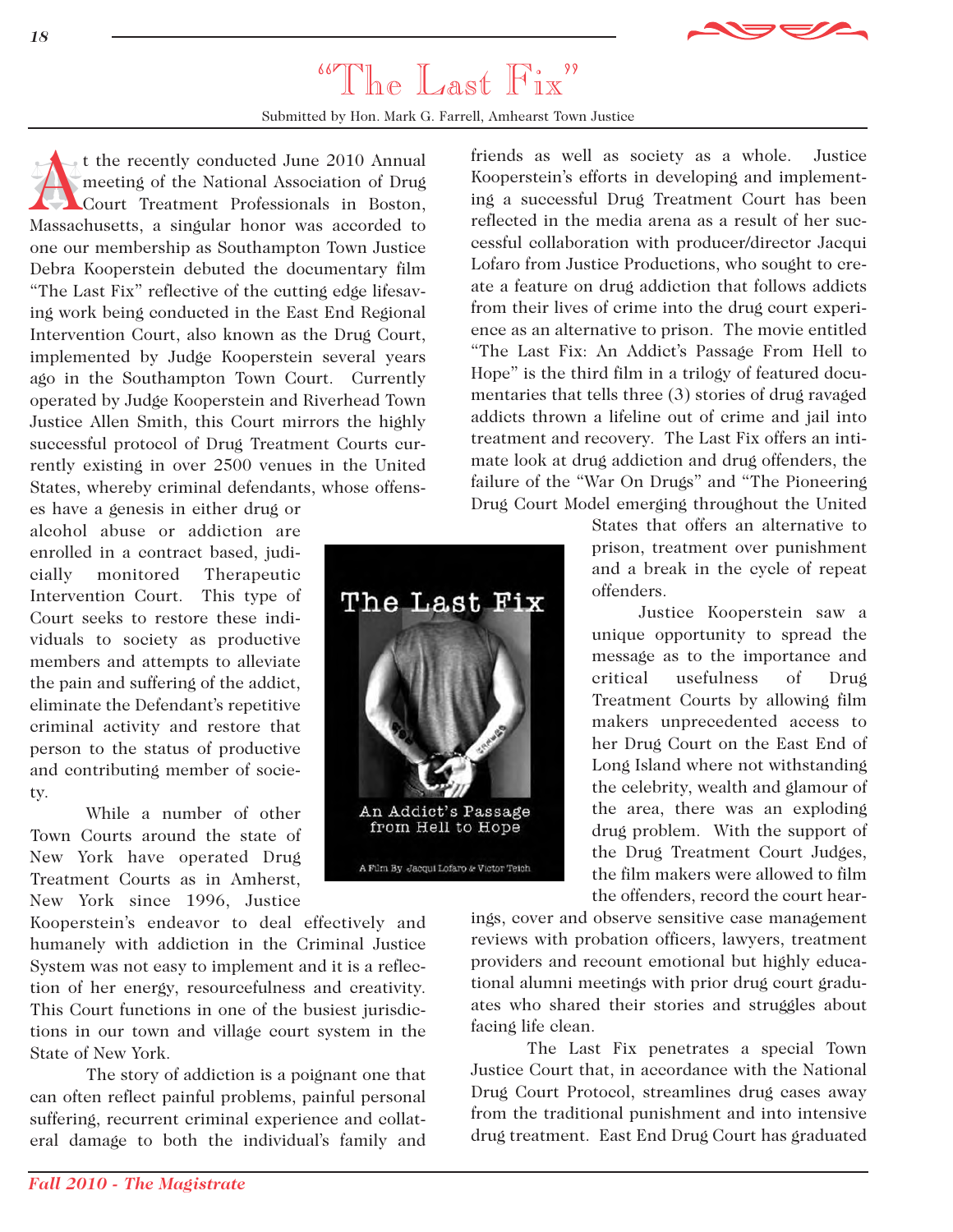# "The Last Fix"

Submitted by Hon. Mark G. Farrell, Amhearst Town Justice

At the recently conducted June 2010 Annual meeting of the National Association of Drug Court Treatment Professionals in Boston, Massachusetts, a singular honor was accorded to one our membership as Southampton Town Justice Debra Kooperstein debuted the documentary film "The Last Fix" reflective of the cutting edge lifesaving work being conducted in the East End Regional Intervention Court, also known as the Drug Court, implemented by Judge Kooperstein several years ago in the Southampton Town Court. Currently operated by Judge Kooperstein and Riverhead Town Justice Allen Smith, this Court mirrors the highly successful protocol of Drug Treatment Courts currently existing in over 2500 venues in the United States, whereby criminal defendants, whose offenses have a genesis in either drug or alcohol abuse or addiction are enrolled in a contract based, judicially monitored Therapeutic Intervention Court. This type of Court seeks to restore these individuals to society as productive members and attempts to alleviate the pain and suffering of the addict, eliminate the Defendant's repetitive criminal activity and restore that person to the status of productive and contributing member of society.

While a number of other Town Courts around the state of New York have operated Drug Treatment Courts as in Amherst, New York since 1996, Justice Kooperstein's endeavor to deal effectively and humanely with addiction in the Criminal Justice System was not easy to implement and it is a reflection of her energy, resourcefulness and creativity. This Court functions in one of the busiest jurisdictions in our town and village court system in the State of New York.

The story of addiction is a poignant one that can often reflect painful problems, painful personal suffering, recurrent criminal experience and collateral damage to both the individual's family and friends as well as society as a whole. Justice Kooperstein's efforts in developing and implementing a successful Drug Treatment Court has been reflected in the media arena as a result of her successful collaboration with producer/director Jacqui Lofaro from Justice Productions, who sought to create a feature on drug addiction that follows addicts from their lives of crime into the drug court experience as an alternative to prison. The movie entitled "The Last Fix: An Addict's Passage From Hell to Hope" is the third film in a trilogy of featured documentaries that tells three (3) stories of drug ravaged addicts thrown a lifeline out of crime and jail into treatment and recovery. The Last Fix offers an intimate look at drug addiction and drug offenders, the failure of the "War On Drugs" and "The Pioneering Drug Court Model emerging throughout the United States that offers an alternative to prison, treatment over punishment and a break in the cycle of repeat offenders.

The Last Fix

An Addict's Passage from Hell to Hope

A Film By Jacqui Lofaro & Victor Teich

Justice Kooperstein saw a unique opportunity to spread the message as to the importance and critical usefulness of Drug Treatment Courts by allowing film makers unprecedented access to her Drug Court on the East End of Long Island where not withstanding the celebrity, wealth and glamour of the area, there was an exploding drug problem. With the support of the Drug Treatment Court Judges, the film makers were allowed to film the offenders, record the court hearings, cover and observe sensitive case management reviews with probation officers, lawyers, treatment providers and recount emotional but highly educational alumni meetings with prior drug court graduates who shared their stories and struggles about facing life clean.

The Last Fix penetrates a special Town Justice Court that, in accordance with the National Drug Court Protocol, streamlines drug cases away from the traditional punishment and into intensive drug treatment. East End Drug Court has graduated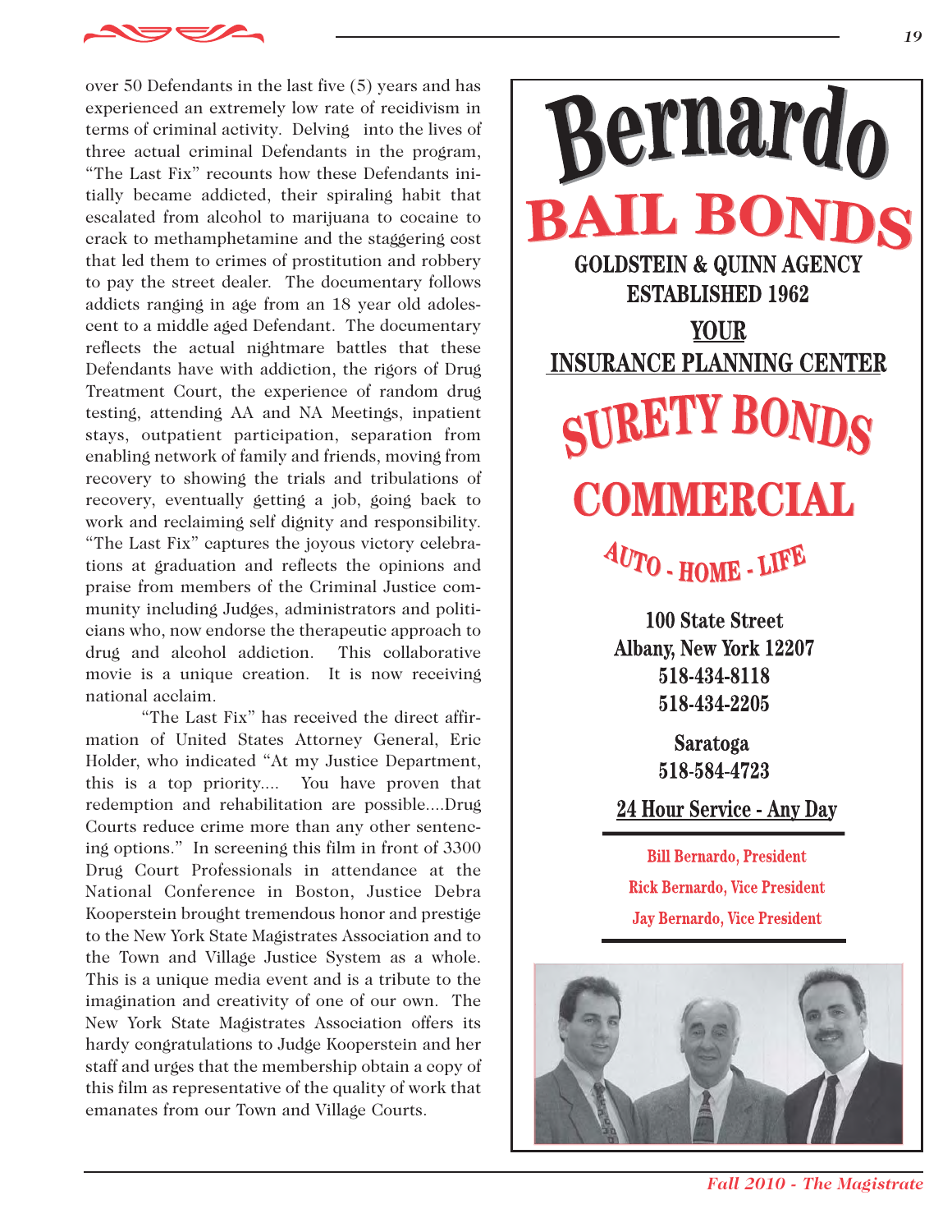over 50 Defendants in the last five (5) years and has experienced an extremely low rate of recidivism in terms of criminal activity. Delving into the lives of three actual criminal Defendants in the program, "The Last Fix" recounts how these Defendants initially became addicted, their spiraling habit that escalated from alcohol to marijuana to cocaine to crack to methamphetamine and the staggering cost that led them to crimes of prostitution and robbery to pay the street dealer. The documentary follows addicts ranging in age from an 18 year old adolescent to a middle aged Defendant. The documentary reflects the actual nightmare battles that these Defendants have with addiction, the rigors of Drug Treatment Court, the experience of random drug testing, attending AA and NA Meetings, inpatient stays, outpatient participation, separation from enabling network of family and friends, moving from recovery to showing the trials and tribulations of recovery, eventually getting a job, going back to work and reclaiming self dignity and responsibility. "The Last Fix" captures the joyous victory celebrations at graduation and reflects the opinions and praise from members of the Criminal Justice community including Judges, administrators and politicians who, now endorse the therapeutic approach to drug and alcohol addiction. This collaborative movie is a unique creation. It is now receiving national acclaim.

"The Last Fix" has received the direct affirmation of United States Attorney General, Eric Holder, who indicated "At my Justice Department, this is a top priority.... You have proven that redemption and rehabilitation are possible....Drug Courts reduce crime more than any other sentencing options." In screening this film in front of 3300 Drug Court Professionals in attendance at the National Conference in Boston, Justice Debra Kooperstein brought tremendous honor and prestige to the New York State Magistrates Association and to the Town and Village Justice System as a whole. This is a unique media event and is a tribute to the imagination and creativity of one of our own. The New York State Magistrates Association offers its hardy congratulations to Judge Kooperstein and her staff and urges that the membership obtain a copy of this film as representative of the quality of work that emanates from our Town and Village Courts.

# Bernardo BAIL BONDS

**GOLDSTEIN & QUINN AGENCY**
**ESTABLISHED 1962**

**YOUR**
**INSURANCE PLANNING CENTER**

## SURETY BONDS

## COMMERCIAL

### AUTO - HOME - LIFE

**100 State Street**
**Albany, New York 12207**
**518-434-8118**
**518-434-2205**

**Saratoga**
**518-584-4723**

**24 Hour Service - Any Day**

**Bill Bernardo, President**
**Rick Bernardo, Vice President**
**Jay Bernardo, Vice President**